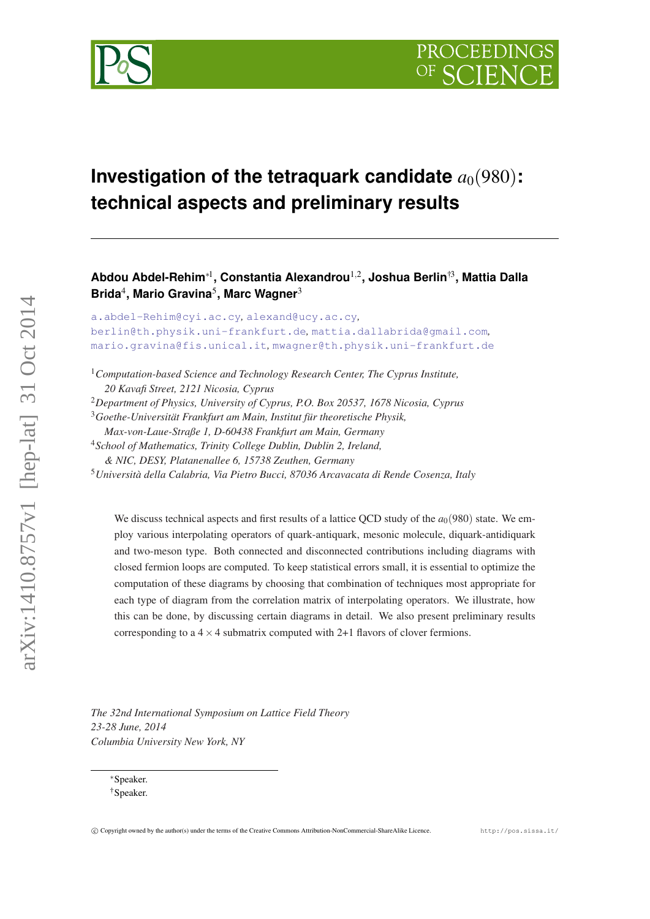# Investigation of the tetraquark candidate $a_0(980)$: technical aspects and preliminary results

**Abdou Abdel-Rehim**[*1], **Constantia Alexandrou**[1,2], **Joshua Berlin**[†3], **Mattia Dalla Brida**[4], **Mario Gravina**[5], **Marc Wagner**[3]

a.abdel-Rehim@cyi.ac.cy, alexand@ucy.ac.cy,
berlin@th.physik.uni-frankfurt.de, mattia.dallabrida@gmail.com,
mario.gravina@fis.unical.it, mwagner@th.physik.uni-frankfurt.de

[1] *Computation-based Science and Technology Research Center, The Cyprus Institute, 20 Kavafi Street, 2121 Nicosia, Cyprus*

[2] *Department of Physics, University of Cyprus, P.O. Box 20537, 1678 Nicosia, Cyprus*

[3] *Goethe-Universität Frankfurt am Main, Institut für theoretische Physik, Max-von-Laue-Straße 1, D-60438 Frankfurt am Main, Germany*

[4] *School of Mathematics, Trinity College Dublin, Dublin 2, Ireland, & NIC, DESY, Platanenallee 6, 15738 Zeuthen, Germany*

[5] *Università della Calabria, Via Pietro Bucci, 87036 Arcavacata di Rende Cosenza, Italy*

We discuss technical aspects and first results of a lattice QCD study of the $a_0(980)$ state. We employ various interpolating operators of quark-antiquark, mesonic molecule, diquark-antidiquark and two-meson type. Both connected and disconnected contributions including diagrams with closed fermion loops are computed. To keep statistical errors small, it is essential to optimize the computation of these diagrams by choosing that combination of techniques most appropriate for each type of diagram from the correlation matrix of interpolating operators. We illustrate, how this can be done, by discussing certain diagrams in detail. We also present preliminary results corresponding to a $4 \times 4$ submatrix computed with 2+1 flavors of clover fermions.

*The 32nd International Symposium on Lattice Field Theory*
*23-28 June, 2014*
*Columbia University New York, NY*

[*] Speaker.
[†] Speaker.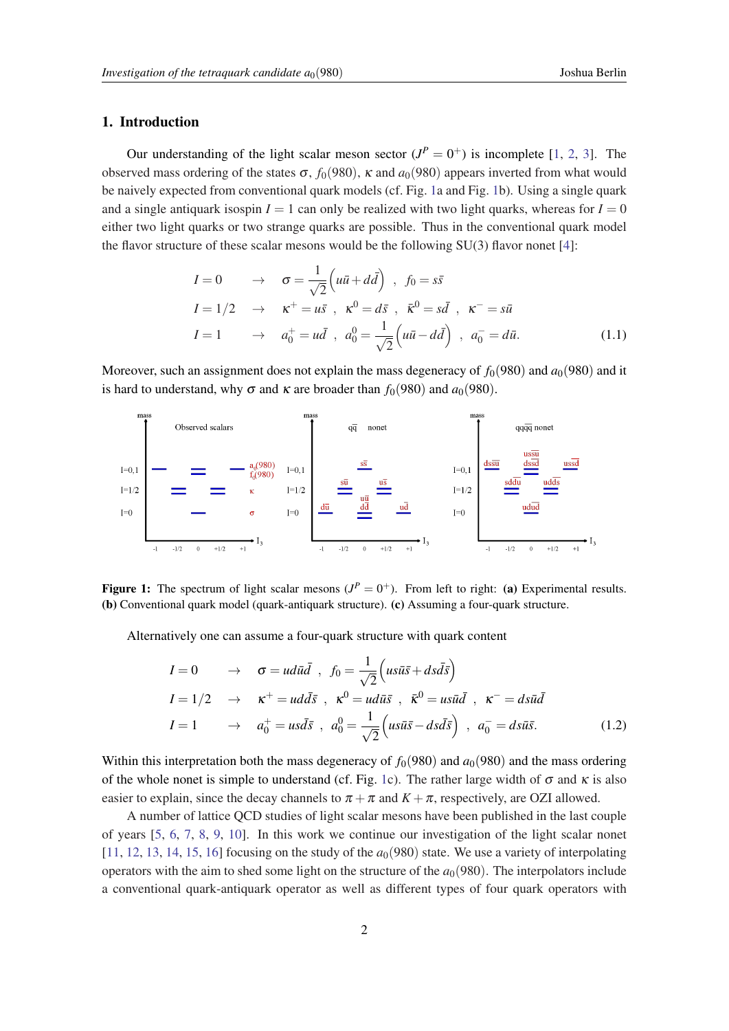## 1. Introduction

Our understanding of the light scalar meson sector ($J^P = 0^+$) is incomplete [1, 2, 3]. The observed mass ordering of the states $\sigma$, $f_0(980)$, $\kappa$ and $a_0(980)$ appears inverted from what would be naively expected from conventional quark models (cf. Fig. 1a and Fig. 1b). Using a single quark and a single antiquark isospin $I = 1$ can only be realized with two light quarks, whereas for $I = 0$ either two light quarks or two strange quarks are possible. Thus in the conventional quark model the flavor structure of these scalar mesons would be the following SU(3) flavor nonet [4]:

$$
\begin{aligned}
I = 0 \quad &\rightarrow \quad \sigma = \frac{1}{\sqrt{2}}\Big(u\bar{u} + d\bar{d}\Big) \ , \ f_0 = s\bar{s} \\
I = 1/2 \quad &\rightarrow \quad \kappa^+ = u\bar{s} \ , \ \kappa^0 = d\bar{s} \ , \ \bar{\kappa}^0 = s\bar{d} \ , \ \kappa^- = s\bar{u} \\
I = 1 \quad &\rightarrow \quad a_0^+ = u\bar{d} \ , \ a_0^0 = \frac{1}{\sqrt{2}}\Big(u\bar{u} - d\bar{d}\Big) \ , \ a_0^- = d\bar{u}.
\end{aligned} \tag{1.1}
$$

Moreover, such an assignment does not explain the mass degeneracy of $f_0(980)$ and $a_0(980)$ and it is hard to understand, why $\sigma$ and $\kappa$ are broader than $f_0(980)$ and $a_0(980)$.

**Figure 1:** The spectrum of light scalar mesons ($J^P = 0^+$). From left to right: **(a)** Experimental results. **(b)** Conventional quark model (quark-antiquark structure). **(c)** Assuming a four-quark structure.

Alternatively one can assume a four-quark structure with quark content

$$
\begin{aligned}
I = 0 \quad &\rightarrow \quad \sigma = ud\bar{u}\bar{d} \ , \ f_0 = \frac{1}{\sqrt{2}}\Big(us\bar{u}\bar{s} + ds\bar{d}\bar{s}\Big) \\
I = 1/2 \quad &\rightarrow \quad \kappa^+ = ud\bar{d}\bar{s} \ , \ \kappa^0 = ud\bar{u}\bar{s} \ , \ \bar{\kappa}^0 = us\bar{u}\bar{d} \ , \ \kappa^- = ds\bar{u}\bar{d} \\
I = 1 \quad &\rightarrow \quad a_0^+ = us\bar{d}\bar{s} \ , \ a_0^0 = \frac{1}{\sqrt{2}}\Big(us\bar{u}\bar{s} - ds\bar{d}\bar{s}\Big) \ , \ a_0^- = ds\bar{u}\bar{s}.
\end{aligned} \tag{1.2}
$$

Within this interpretation both the mass degeneracy of $f_0(980)$ and $a_0(980)$ and the mass ordering of the whole nonet is simple to understand (cf. Fig. 1c). The rather large width of $\sigma$ and $\kappa$ is also easier to explain, since the decay channels to $\pi + \pi$ and $K + \pi$, respectively, are OZI allowed.

A number of lattice QCD studies of light scalar mesons have been published in the last couple of years [5, 6, 7, 8, 9, 10]. In this work we continue our investigation of the light scalar nonet [11, 12, 13, 14, 15, 16] focusing on the study of the $a_0(980)$ state. We use a variety of interpolating operators with the aim to shed some light on the structure of the $a_0(980)$. The interpolators include a conventional quark-antiquark operator as well as different types of four quark operators with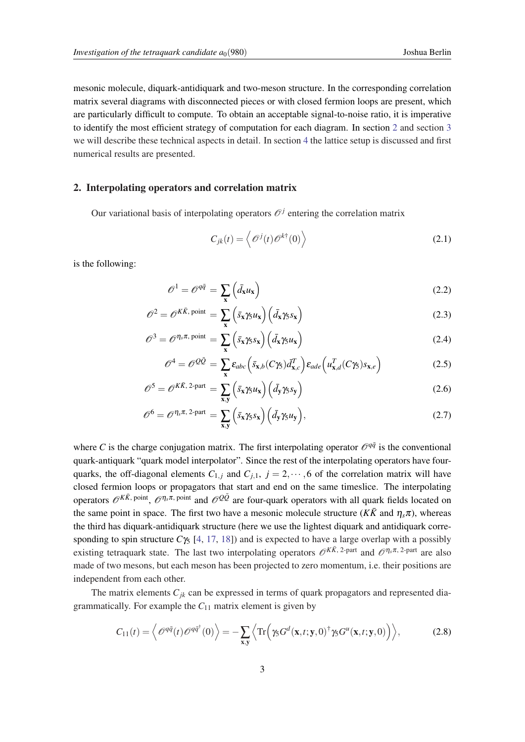mesonic molecule, diquark-antidiquark and two-meson structure. In the corresponding correlation matrix several diagrams with disconnected pieces or with closed fermion loops are present, which are particularly difficult to compute. To obtain an acceptable signal-to-noise ratio, it is imperative to identify the most efficient strategy of computation for each diagram. In section 2 and section 3 we will describe these technical aspects in detail. In section 4 the lattice setup is discussed and first numerical results are presented.

## 2. Interpolating operators and correlation matrix

Our variational basis of interpolating operators $\mathscr{O}^j$ entering the correlation matrix

$$C_{jk}(t) = \left\langle \mathscr{O}^j(t)\mathscr{O}^{k\dagger}(0)\right\rangle \tag{2.1}$$

is the following:

$$\mathscr{O}^1 = \mathscr{O}^{q\bar{q}} = \sum_{\mathbf{x}} \left(\bar{d}_{\mathbf{x}} u_{\mathbf{x}}\right) \tag{2.2}$$

$$\mathscr{O}^2 = \mathscr{O}^{K\bar{K},\,\text{point}} = \sum_{\mathbf{x}} \left(\bar{s}_{\mathbf{x}}\gamma_5 u_{\mathbf{x}}\right)\left(\bar{d}_{\mathbf{x}}\gamma_5 s_{\mathbf{x}}\right) \tag{2.3}$$

$$\mathscr{O}^3 = \mathscr{O}^{\eta_s\pi,\,\text{point}} = \sum_{\mathbf{x}} \left(\bar{s}_{\mathbf{x}}\gamma_5 s_{\mathbf{x}}\right)\left(\bar{d}_{\mathbf{x}}\gamma_5 u_{\mathbf{x}}\right) \tag{2.4}$$

$$\mathscr{O}^4 = \mathscr{O}^{Q\bar{Q}} = \sum_{\mathbf{x}} \varepsilon_{abc}\left(\bar{s}_{\mathbf{x},b}(C\gamma_5)\bar{d}^T_{\mathbf{x},c}\right)\varepsilon_{ade}\left(u^T_{\mathbf{x},d}(C\gamma_5)s_{\mathbf{x},e}\right) \tag{2.5}$$

$$\mathscr{O}^5 = \mathscr{O}^{K\bar{K},\,\text{2-part}} = \sum_{\mathbf{x},\mathbf{y}} \left(\bar{s}_{\mathbf{x}}\gamma_5 u_{\mathbf{x}}\right)\left(\bar{d}_{\mathbf{y}}\gamma_5 s_{\mathbf{y}}\right) \tag{2.6}$$

$$\mathscr{O}^6 = \mathscr{O}^{\eta_s\pi,\,\text{2-part}} = \sum_{\mathbf{x},\mathbf{y}} \left(\bar{s}_{\mathbf{x}}\gamma_5 s_{\mathbf{x}}\right)\left(\bar{d}_{\mathbf{y}}\gamma_5 u_{\mathbf{y}}\right), \tag{2.7}$$

where $C$ is the charge conjugation matrix. The first interpolating operator $\mathscr{O}^{q\bar{q}}$ is the conventional quark-antiquark "quark model interpolator". Since the rest of the interpolating operators have four-quarks, the off-diagonal elements $C_{1,j}$ and $C_{j,1}$, $j = 2,\cdots,6$ of the correlation matrix will have closed fermion loops or propagators that start and end on the same timeslice. The interpolating operators $\mathscr{O}^{K\bar{K},\,\text{point}}$, $\mathscr{O}^{\eta_s\pi,\,\text{point}}$ and $\mathscr{O}^{Q\bar{Q}}$ are four-quark operators with all quark fields located on the same point in space. The first two have a mesonic molecule structure ($K\bar{K}$ and $\eta_s\pi$), whereas the third has diquark-antidiquark structure (here we use the lightest diquark and antidiquark corresponding to spin structure $C\gamma_5$ [4, 17, 18]) and is expected to have a large overlap with a possibly existing tetraquark state. The last two interpolating operators $\mathscr{O}^{K\bar{K},\,\text{2-part}}$ and $\mathscr{O}^{\eta_s\pi,\,\text{2-part}}$ are also made of two mesons, but each meson has been projected to zero momentum, i.e. their positions are independent from each other.

The matrix elements $C_{jk}$ can be expressed in terms of quark propagators and represented diagrammatically. For example the $C_{11}$ matrix element is given by

$$C_{11}(t) = \left\langle \mathscr{O}^{q\bar{q}}(t)\mathscr{O}^{q\bar{q}^\dagger}(0)\right\rangle = -\sum_{\mathbf{x},\mathbf{y}} \left\langle \mathrm{Tr}\left(\gamma_5 G^d(\mathbf{x},t;\mathbf{y},0)^\dagger \gamma_5 G^u(\mathbf{x},t;\mathbf{y},0)\right)\right\rangle, \tag{2.8}$$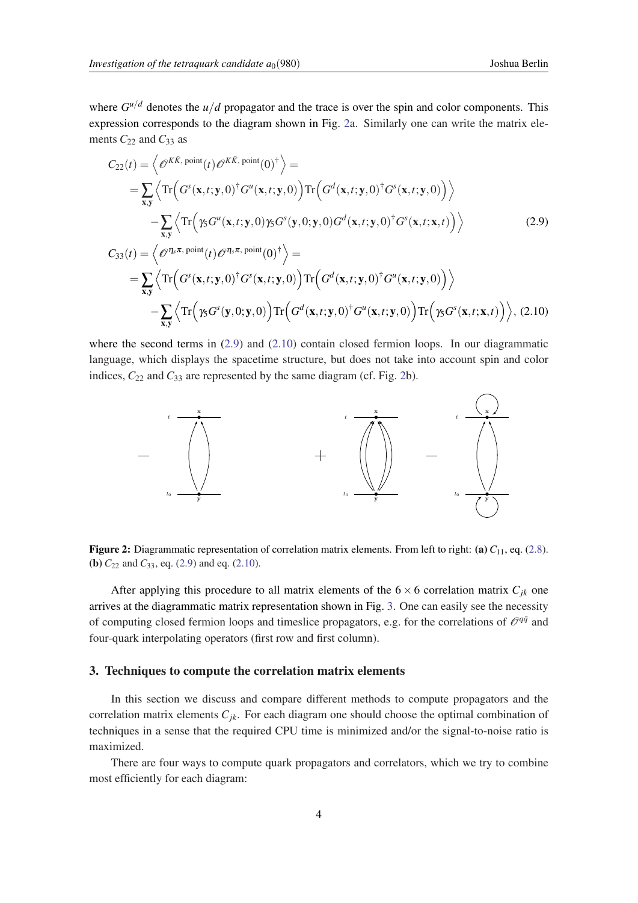where $G^{u/d}$ denotes the $u/d$ propagator and the trace is over the spin and color components. This expression corresponds to the diagram shown in Fig. 2a. Similarly one can write the matrix elements $C_{22}$ and $C_{33}$ as

$$
\begin{aligned}
C_{22}(t) &= \left\langle \mathcal{O}^{K\bar{K},\,\text{point}}(t)\mathcal{O}^{K\bar{K},\,\text{point}}(0)^\dagger \right\rangle = \\
&= \sum_{\mathbf{x},\mathbf{y}} \left\langle \mathrm{Tr}\Big( G^s(\mathbf{x},t;\mathbf{y},0)^\dagger G^u(\mathbf{x},t;\mathbf{y},0)\Big) \mathrm{Tr}\Big( G^d(\mathbf{x},t;\mathbf{y},0)^\dagger G^s(\mathbf{x},t;\mathbf{y},0)\Big) \right\rangle \\
&\quad - \sum_{\mathbf{x},\mathbf{y}} \left\langle \mathrm{Tr}\Big( \gamma_5 G^u(\mathbf{x},t;\mathbf{y},0)\gamma_5 G^s(\mathbf{y},0;\mathbf{y},0) G^d(\mathbf{x},t;\mathbf{y},0)^\dagger G^s(\mathbf{x},t;\mathbf{x},t)\Big) \right\rangle
\end{aligned}
\tag{2.9}
$$

$$
\begin{aligned}
C_{33}(t) &= \left\langle \mathcal{O}^{\eta_s\pi,\,\text{point}}(t)\mathcal{O}^{\eta_s\pi,\,\text{point}}(0)^\dagger \right\rangle = \\
&= \sum_{\mathbf{x},\mathbf{y}} \left\langle \mathrm{Tr}\Big( G^s(\mathbf{x},t;\mathbf{y},0)^\dagger G^s(\mathbf{x},t;\mathbf{y},0)\Big) \mathrm{Tr}\Big( G^d(\mathbf{x},t;\mathbf{y},0)^\dagger G^u(\mathbf{x},t;\mathbf{y},0)\Big) \right\rangle \\
&\quad - \sum_{\mathbf{x},\mathbf{y}} \left\langle \mathrm{Tr}\Big( \gamma_5 G^s(\mathbf{y},0;\mathbf{y},0)\Big) \mathrm{Tr}\Big( G^d(\mathbf{x},t;\mathbf{y},0)^\dagger G^u(\mathbf{x},t;\mathbf{y},0)\Big) \mathrm{Tr}\Big( \gamma_5 G^s(\mathbf{x},t;\mathbf{x},t)\Big) \right\rangle,
\end{aligned}
\tag{2.10}
$$

where the second terms in (2.9) and (2.10) contain closed fermion loops. In our diagrammatic language, which displays the spacetime structure, but does not take into account spin and color indices, $C_{22}$ and $C_{33}$ are represented by the same diagram (cf. Fig. 2b).

**Figure 2:** Diagrammatic representation of correlation matrix elements. From left to right: **(a)** $C_{11}$, eq. (2.8). **(b)** $C_{22}$ and $C_{33}$, eq. (2.9) and eq. (2.10).

After applying this procedure to all matrix elements of the $6\times 6$ correlation matrix $C_{jk}$ one arrives at the diagrammatic matrix representation shown in Fig. 3. One can easily see the necessity of computing closed fermion loops and timeslice propagators, e.g. for the correlations of $\mathcal{O}^{q\bar{q}}$ and four-quark interpolating operators (first row and first column).

## 3. Techniques to compute the correlation matrix elements

In this section we discuss and compare different methods to compute propagators and the correlation matrix elements $C_{jk}$. For each diagram one should choose the optimal combination of techniques in a sense that the required CPU time is minimized and/or the signal-to-noise ratio is maximized.

There are four ways to compute quark propagators and correlators, which we try to combine most efficiently for each diagram: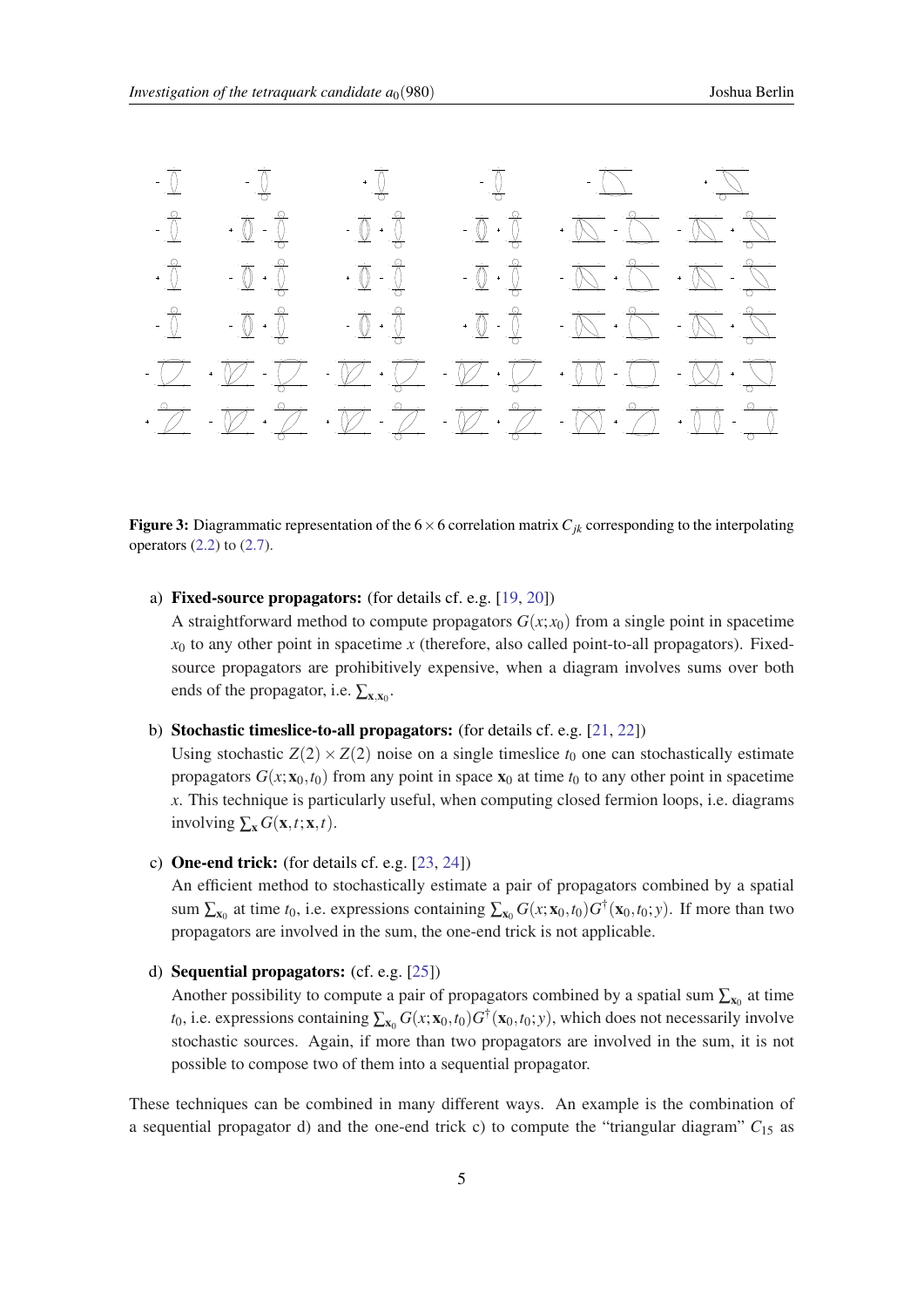**Figure 3:** Diagrammatic representation of the $6 \times 6$ correlation matrix $C_{jk}$ corresponding to the interpolating operators (2.2) to (2.7).

a) **Fixed-source propagators:** (for details cf. e.g. [19, 20])
A straightforward method to compute propagators $G(x;x_0)$ from a single point in spacetime $x_0$ to any other point in spacetime $x$ (therefore, also called point-to-all propagators). Fixed-source propagators are prohibitively expensive, when a diagram involves sums over both ends of the propagator, i.e. $\sum_{\mathbf{x},\mathbf{x}_0}$.

b) **Stochastic timeslice-to-all propagators:** (for details cf. e.g. [21, 22])
Using stochastic $Z(2) \times Z(2)$ noise on a single timeslice $t_0$ one can stochastically estimate propagators $G(x;\mathbf{x}_0,t_0)$ from any point in space $\mathbf{x}_0$ at time $t_0$ to any other point in spacetime $x$. This technique is particularly useful, when computing closed fermion loops, i.e. diagrams involving $\sum_{\mathbf{x}} G(\mathbf{x},t;\mathbf{x},t)$.

c) **One-end trick:** (for details cf. e.g. [23, 24])
An efficient method to stochastically estimate a pair of propagators combined by a spatial sum $\sum_{\mathbf{x}_0}$ at time $t_0$, i.e. expressions containing $\sum_{\mathbf{x}_0} G(x;\mathbf{x}_0,t_0)G^{\dagger}(\mathbf{x}_0,t_0;y)$. If more than two propagators are involved in the sum, the one-end trick is not applicable.

d) **Sequential propagators:** (cf. e.g. [25])
Another possibility to compute a pair of propagators combined by a spatial sum $\sum_{\mathbf{x}_0}$ at time $t_0$, i.e. expressions containing $\sum_{\mathbf{x}_0} G(x;\mathbf{x}_0,t_0)G^{\dagger}(\mathbf{x}_0,t_0;y)$, which does not necessarily involve stochastic sources. Again, if more than two propagators are involved in the sum, it is not possible to compose two of them into a sequential propagator.

These techniques can be combined in many different ways. An example is the combination of a sequential propagator d) and the one-end trick c) to compute the "triangular diagram" $C_{15}$ as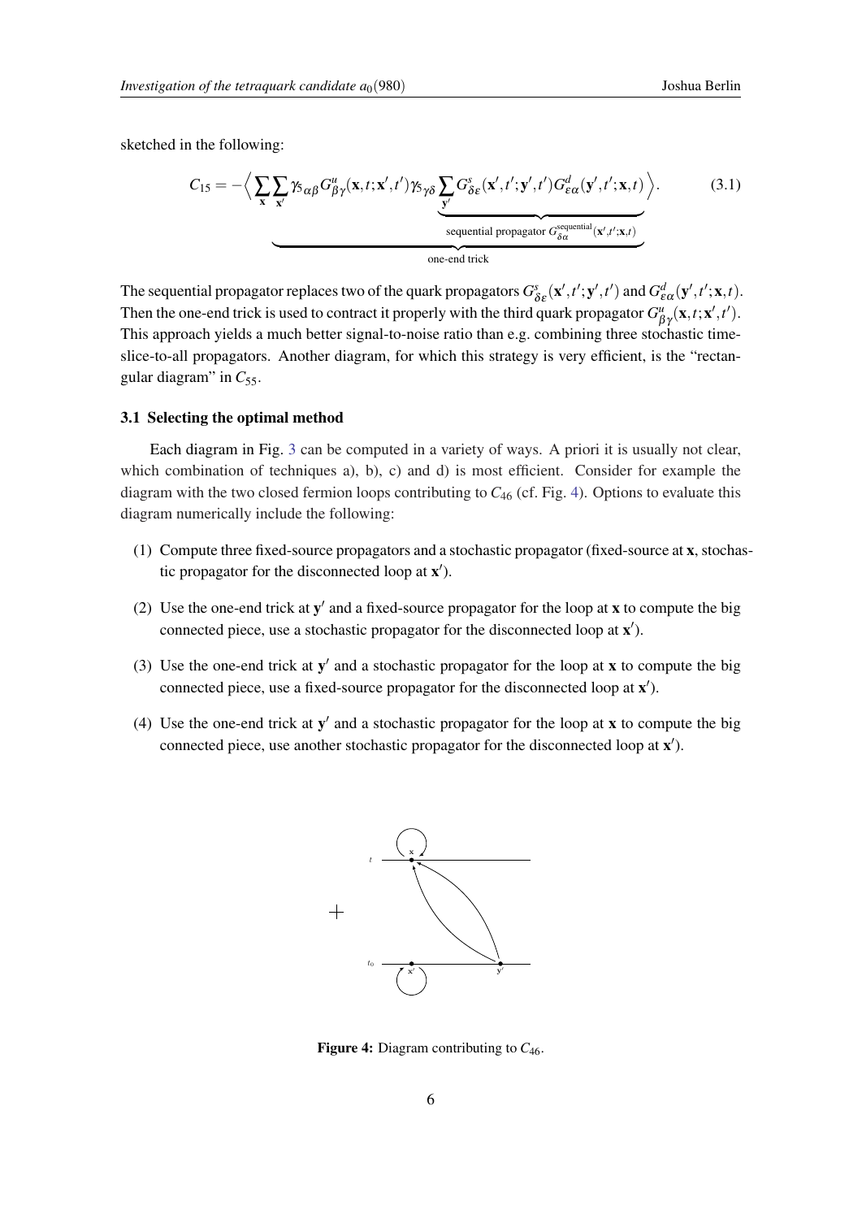sketched in the following:

$$C_{15} = -\Big\langle \underbrace{\sum_{\mathbf{x}} \sum_{\mathbf{x}'} \gamma_{5\,\alpha\beta} G^{u}_{\beta\gamma}(\mathbf{x},t;\mathbf{x}',t') \gamma_{5\,\gamma\delta} \underbrace{\sum_{\mathbf{y}'} G^{s}_{\delta\varepsilon}(\mathbf{x}',t';\mathbf{y}',t') G^{d}_{\varepsilon\alpha}(\mathbf{y}',t';\mathbf{x},t)}_{\text{sequential propagator } G^{\text{sequential}}_{\delta\alpha}(\mathbf{x}',t';\mathbf{x},t)}}_{\text{one-end trick}} \Big\rangle. \tag{3.1}$$

The sequential propagator replaces two of the quark propagators $G^{s}_{\delta\varepsilon}(\mathbf{x}',t';\mathbf{y}',t')$ and $G^{d}_{\varepsilon\alpha}(\mathbf{y}',t';\mathbf{x},t)$. Then the one-end trick is used to contract it properly with the third quark propagator $G^{u}_{\beta\gamma}(\mathbf{x},t;\mathbf{x}',t')$. This approach yields a much better signal-to-noise ratio than e.g. combining three stochastic timeslice-to-all propagators. Another diagram, for which this strategy is very efficient, is the "rectangular diagram" in $C_{55}$.

### 3.1 Selecting the optimal method

Each diagram in Fig. 3 can be computed in a variety of ways. A priori it is usually not clear, which combination of techniques a), b), c) and d) is most efficient. Consider for example the diagram with the two closed fermion loops contributing to $C_{46}$ (cf. Fig. 4). Options to evaluate this diagram numerically include the following:

(1) Compute three fixed-source propagators and a stochastic propagator (fixed-source at $\mathbf{x}$, stochastic propagator for the disconnected loop at $\mathbf{x}'$).

(2) Use the one-end trick at $\mathbf{y}'$ and a fixed-source propagator for the loop at $\mathbf{x}$ to compute the big connected piece, use a stochastic propagator for the disconnected loop at $\mathbf{x}'$).

(3) Use the one-end trick at $\mathbf{y}'$ and a stochastic propagator for the loop at $\mathbf{x}$ to compute the big connected piece, use a fixed-source propagator for the disconnected loop at $\mathbf{x}'$).

(4) Use the one-end trick at $\mathbf{y}'$ and a stochastic propagator for the loop at $\mathbf{x}$ to compute the big connected piece, use another stochastic propagator for the disconnected loop at $\mathbf{x}'$).

**Figure 4:** Diagram contributing to $C_{46}$.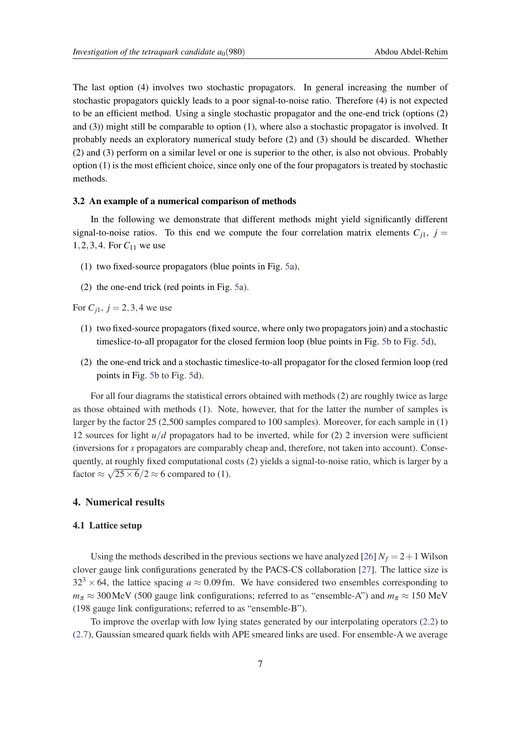The last option (4) involves two stochastic propagators. In general increasing the number of stochastic propagators quickly leads to a poor signal-to-noise ratio. Therefore (4) is not expected to be an efficient method. Using a single stochastic propagator and the one-end trick (options (2) and (3)) might still be comparable to option (1), where also a stochastic propagator is involved. It probably needs an exploratory numerical study before (2) and (3) should be discarded. Whether (2) and (3) perform on a similar level or one is superior to the other, is also not obvious. Probably option (1) is the most efficient choice, since only one of the four propagators is treated by stochastic methods.

### 3.2 An example of a numerical comparison of methods

In the following we demonstrate that different methods might yield significantly different signal-to-noise ratios. To this end we compute the four correlation matrix elements $C_{j1},\ j = 1,2,3,4$. For $C_{11}$ we use

(1) two fixed-source propagators (blue points in Fig. 5a),

(2) the one-end trick (red points in Fig. 5a).

For $C_{j1},\ j = 2,3,4$ we use

(1) two fixed-source propagators (fixed source, where only two propagators join) and a stochastic timeslice-to-all propagator for the closed fermion loop (blue points in Fig. 5b to Fig. 5d),

(2) the one-end trick and a stochastic timeslice-to-all propagator for the closed fermion loop (red points in Fig. 5b to Fig. 5d).

For all four diagrams the statistical errors obtained with methods (2) are roughly twice as large as those obtained with methods (1). Note, however, that for the latter the number of samples is larger by the factor 25 (2,500 samples compared to 100 samples). Moreover, for each sample in (1) 12 sources for light $u/d$ propagators had to be inverted, while for (2) 2 inversion were sufficient (inversions for $s$ propagators are comparably cheap and, therefore, not taken into account). Consequently, at roughly fixed computational costs (2) yields a signal-to-noise ratio, which is larger by a factor $\approx \sqrt{25 \times 6}/2 \approx 6$ compared to (1).

## 4. Numerical results

### 4.1 Lattice setup

Using the methods described in the previous sections we have analyzed [26] $N_f = 2+1$ Wilson clover gauge link configurations generated by the PACS-CS collaboration [27]. The lattice size is $32^3 \times 64$, the lattice spacing $a \approx 0.09\,\text{fm}$. We have considered two ensembles corresponding to $m_\pi \approx 300\,\text{MeV}$ (500 gauge link configurations; referred to as "ensemble-A") and $m_\pi \approx 150$ MeV (198 gauge link configurations; referred to as "ensemble-B").

To improve the overlap with low lying states generated by our interpolating operators (2.2) to (2.7), Gaussian smeared quark fields with APE smeared links are used. For ensemble-A we average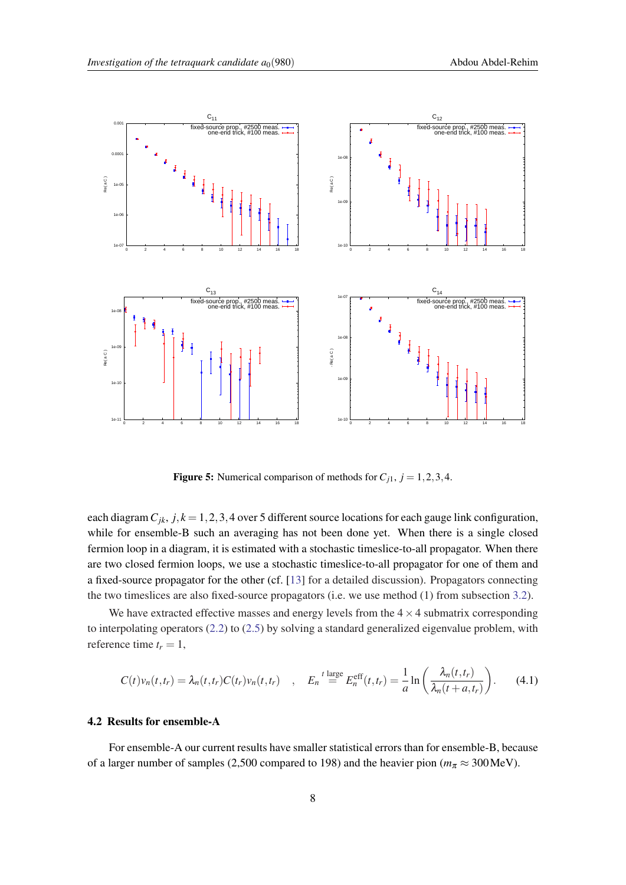**Figure 5:** Numerical comparison of methods for $C_{j1}$, $j = 1,2,3,4$.

each diagram $C_{jk}$, $j,k = 1,2,3,4$ over 5 different source locations for each gauge link configuration, while for ensemble-B such an averaging has not been done yet. When there is a single closed fermion loop in a diagram, it is estimated with a stochastic timeslice-to-all propagator. When there are two closed fermion loops, we use a stochastic timeslice-to-all propagator for one of them and a fixed-source propagator for the other (cf. [13] for a detailed discussion). Propagators connecting the two timeslices are also fixed-source propagators (i.e. we use method (1) from subsection 3.2).

We have extracted effective masses and energy levels from the $4 \times 4$ submatrix corresponding to interpolating operators (2.2) to (2.5) by solving a standard generalized eigenvalue problem, with reference time $t_r = 1$,

$$C(t)v_n(t,t_r) = \lambda_n(t,t_r)C(t_r)v_n(t,t_r) \quad , \quad E_n \overset{t \text{ large}}{=} E_n^{\text{eff}}(t,t_r) = \frac{1}{a}\ln\left(\frac{\lambda_n(t,t_r)}{\lambda_n(t+a,t_r)}\right). \tag{4.1}$$

### 4.2 Results for ensemble-A

For ensemble-A our current results have smaller statistical errors than for ensemble-B, because of a larger number of samples (2,500 compared to 198) and the heavier pion ($m_\pi \approx 300\,\text{MeV}$).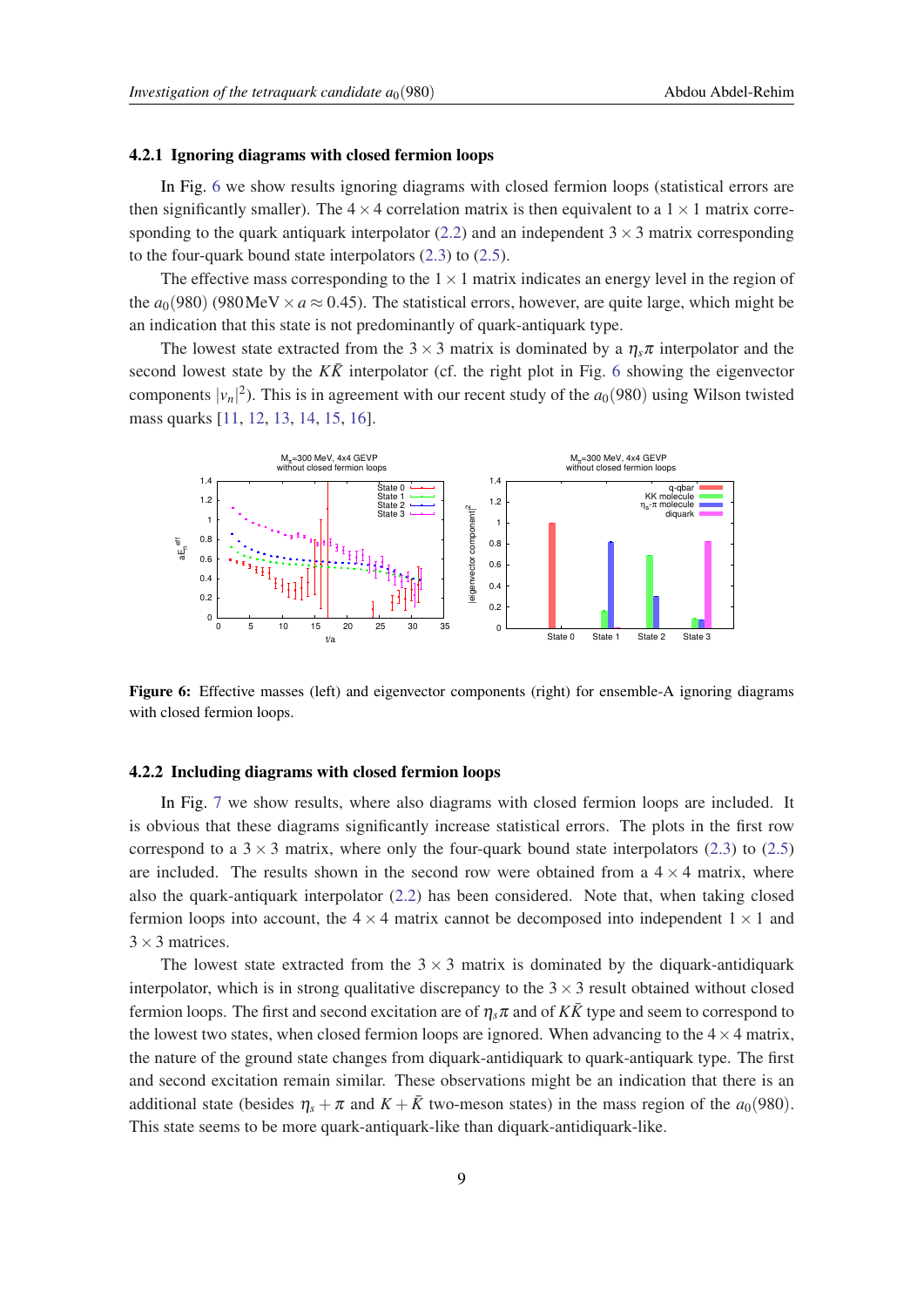#### 4.2.1 Ignoring diagrams with closed fermion loops

In Fig. 6 we show results ignoring diagrams with closed fermion loops (statistical errors are then significantly smaller). The $4 \times 4$ correlation matrix is then equivalent to a $1 \times 1$ matrix corresponding to the quark antiquark interpolator (2.2) and an independent $3 \times 3$ matrix corresponding to the four-quark bound state interpolators (2.3) to (2.5).

The effective mass corresponding to the $1 \times 1$ matrix indicates an energy level in the region of the $a_0(980)$ ($980\,\mathrm{MeV} \times a \approx 0.45$). The statistical errors, however, are quite large, which might be an indication that this state is not predominantly of quark-antiquark type.

The lowest state extracted from the $3 \times 3$ matrix is dominated by a $\eta_s \pi$ interpolator and the second lowest state by the $K\bar{K}$ interpolator (cf. the right plot in Fig. 6 showing the eigenvector components $|v_n|^2$). This is in agreement with our recent study of the $a_0(980)$ using Wilson twisted mass quarks [11, 12, 13, 14, 15, 16].

**Figure 6:** Effective masses (left) and eigenvector components (right) for ensemble-A ignoring diagrams with closed fermion loops.

#### 4.2.2 Including diagrams with closed fermion loops

In Fig. 7 we show results, where also diagrams with closed fermion loops are included. It is obvious that these diagrams significantly increase statistical errors. The plots in the first row correspond to a $3 \times 3$ matrix, where only the four-quark bound state interpolators (2.3) to (2.5) are included. The results shown in the second row were obtained from a $4 \times 4$ matrix, where also the quark-antiquark interpolator (2.2) has been considered. Note that, when taking closed fermion loops into account, the $4 \times 4$ matrix cannot be decomposed into independent $1 \times 1$ and $3 \times 3$ matrices.

The lowest state extracted from the $3 \times 3$ matrix is dominated by the diquark-antidiquark interpolator, which is in strong qualitative discrepancy to the $3 \times 3$ result obtained without closed fermion loops. The first and second excitation are of $\eta_s \pi$ and of $K\bar{K}$ type and seem to correspond to the lowest two states, when closed fermion loops are ignored. When advancing to the $4 \times 4$ matrix, the nature of the ground state changes from diquark-antidiquark to quark-antiquark type. The first and second excitation remain similar. These observations might be an indication that there is an additional state (besides $\eta_s + \pi$ and $K + \bar{K}$ two-meson states) in the mass region of the $a_0(980)$. This state seems to be more quark-antiquark-like than diquark-antidiquark-like.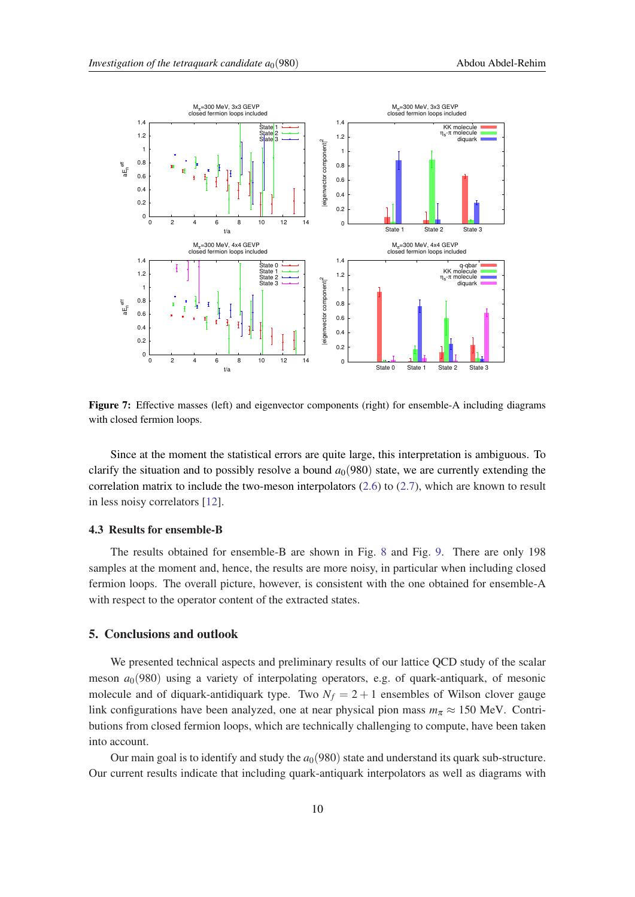**Figure 7:** Effective masses (left) and eigenvector components (right) for ensemble-A including diagrams with closed fermion loops.

Since at the moment the statistical errors are quite large, this interpretation is ambiguous. To clarify the situation and to possibly resolve a bound $a_0(980)$ state, we are currently extending the correlation matrix to include the two-meson interpolators (2.6) to (2.7), which are known to result in less noisy correlators [12].

### 4.3 Results for ensemble-B

The results obtained for ensemble-B are shown in Fig. 8 and Fig. 9. There are only 198 samples at the moment and, hence, the results are more noisy, in particular when including closed fermion loops. The overall picture, however, is consistent with the one obtained for ensemble-A with respect to the operator content of the extracted states.

## 5. Conclusions and outlook

We presented technical aspects and preliminary results of our lattice QCD study of the scalar meson $a_0(980)$ using a variety of interpolating operators, e.g. of quark-antiquark, of mesonic molecule and of diquark-antidiquark type. Two $N_f = 2+1$ ensembles of Wilson clover gauge link configurations have been analyzed, one at near physical pion mass $m_\pi \approx 150$ MeV. Contributions from closed fermion loops, which are technically challenging to compute, have been taken into account.

Our main goal is to identify and study the $a_0(980)$ state and understand its quark sub-structure. Our current results indicate that including quark-antiquark interpolators as well as diagrams with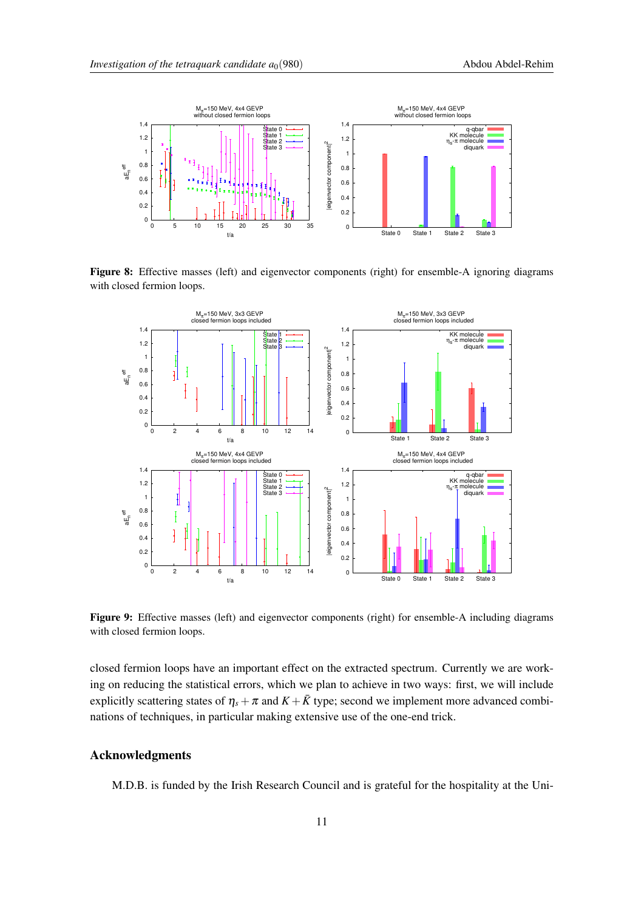**Figure 8:** Effective masses (left) and eigenvector components (right) for ensemble-A ignoring diagrams with closed fermion loops.

**Figure 9:** Effective masses (left) and eigenvector components (right) for ensemble-A including diagrams with closed fermion loops.

closed fermion loops have an important effect on the extracted spectrum. Currently we are working on reducing the statistical errors, which we plan to achieve in two ways: first, we will include explicitly scattering states of $\eta_s + \pi$ and $K + \bar{K}$ type; second we implement more advanced combinations of techniques, in particular making extensive use of the one-end trick.

## Acknowledgments

M.D.B. is funded by the Irish Research Council and is grateful for the hospitality at the Uni-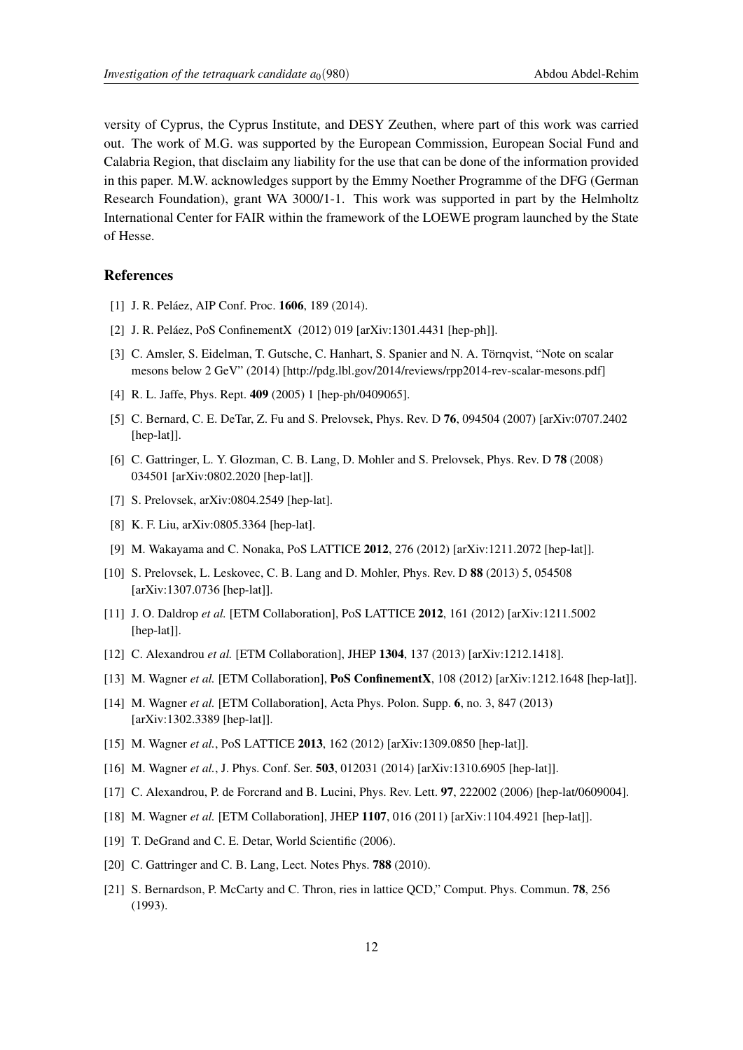versity of Cyprus, the Cyprus Institute, and DESY Zeuthen, where part of this work was carried out. The work of M.G. was supported by the European Commission, European Social Fund and Calabria Region, that disclaim any liability for the use that can be done of the information provided in this paper. M.W. acknowledges support by the Emmy Noether Programme of the DFG (German Research Foundation), grant WA 3000/1-1. This work was supported in part by the Helmholtz International Center for FAIR within the framework of the LOEWE program launched by the State of Hesse.

## References

[1] J. R. Peláez, AIP Conf. Proc. **1606**, 189 (2014).

[2] J. R. Peláez, PoS ConfinementX (2012) 019 [arXiv:1301.4431 [hep-ph]].

[3] C. Amsler, S. Eidelman, T. Gutsche, C. Hanhart, S. Spanier and N. A. Törnqvist, "Note on scalar mesons below 2 GeV" (2014) [http://pdg.lbl.gov/2014/reviews/rpp2014-rev-scalar-mesons.pdf]

[4] R. L. Jaffe, Phys. Rept. **409** (2005) 1 [hep-ph/0409065].

[5] C. Bernard, C. E. DeTar, Z. Fu and S. Prelovsek, Phys. Rev. D **76**, 094504 (2007) [arXiv:0707.2402 [hep-lat]].

[6] C. Gattringer, L. Y. Glozman, C. B. Lang, D. Mohler and S. Prelovsek, Phys. Rev. D **78** (2008) 034501 [arXiv:0802.2020 [hep-lat]].

[7] S. Prelovsek, arXiv:0804.2549 [hep-lat].

[8] K. F. Liu, arXiv:0805.3364 [hep-lat].

[9] M. Wakayama and C. Nonaka, PoS LATTICE **2012**, 276 (2012) [arXiv:1211.2072 [hep-lat]].

[10] S. Prelovsek, L. Leskovec, C. B. Lang and D. Mohler, Phys. Rev. D **88** (2013) 5, 054508 [arXiv:1307.0736 [hep-lat]].

[11] J. O. Daldrop *et al.* [ETM Collaboration], PoS LATTICE **2012**, 161 (2012) [arXiv:1211.5002 [hep-lat]].

[12] C. Alexandrou *et al.* [ETM Collaboration], JHEP **1304**, 137 (2013) [arXiv:1212.1418].

[13] M. Wagner *et al.* [ETM Collaboration], **PoS ConfinementX**, 108 (2012) [arXiv:1212.1648 [hep-lat]].

[14] M. Wagner *et al.* [ETM Collaboration], Acta Phys. Polon. Supp. **6**, no. 3, 847 (2013) [arXiv:1302.3389 [hep-lat]].

[15] M. Wagner *et al.*, PoS LATTICE **2013**, 162 (2012) [arXiv:1309.0850 [hep-lat]].

[16] M. Wagner *et al.*, J. Phys. Conf. Ser. **503**, 012031 (2014) [arXiv:1310.6905 [hep-lat]].

[17] C. Alexandrou, P. de Forcrand and B. Lucini, Phys. Rev. Lett. **97**, 222002 (2006) [hep-lat/0609004].

[18] M. Wagner *et al.* [ETM Collaboration], JHEP **1107**, 016 (2011) [arXiv:1104.4921 [hep-lat]].

[19] T. DeGrand and C. E. Detar, World Scientific (2006).

[20] C. Gattringer and C. B. Lang, Lect. Notes Phys. **788** (2010).

[21] S. Bernardson, P. McCarty and C. Thron, ries in lattice QCD," Comput. Phys. Commun. **78**, 256 (1993).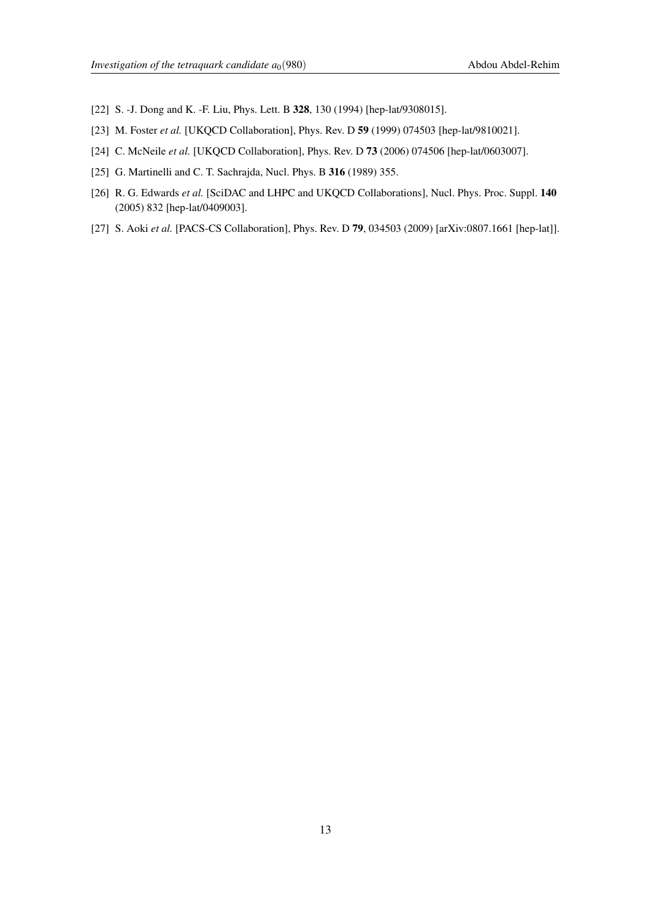[22] S. -J. Dong and K. -F. Liu, Phys. Lett. B **328**, 130 (1994) [hep-lat/9308015].

[23] M. Foster *et al.* [UKQCD Collaboration], Phys. Rev. D **59** (1999) 074503 [hep-lat/9810021].

[24] C. McNeile *et al.* [UKQCD Collaboration], Phys. Rev. D **73** (2006) 074506 [hep-lat/0603007].

[25] G. Martinelli and C. T. Sachrajda, Nucl. Phys. B **316** (1989) 355.

[26] R. G. Edwards *et al.* [SciDAC and LHPC and UKQCD Collaborations], Nucl. Phys. Proc. Suppl. **140** (2005) 832 [hep-lat/0409003].

[27] S. Aoki *et al.* [PACS-CS Collaboration], Phys. Rev. D **79**, 034503 (2009) [arXiv:0807.1661 [hep-lat]].